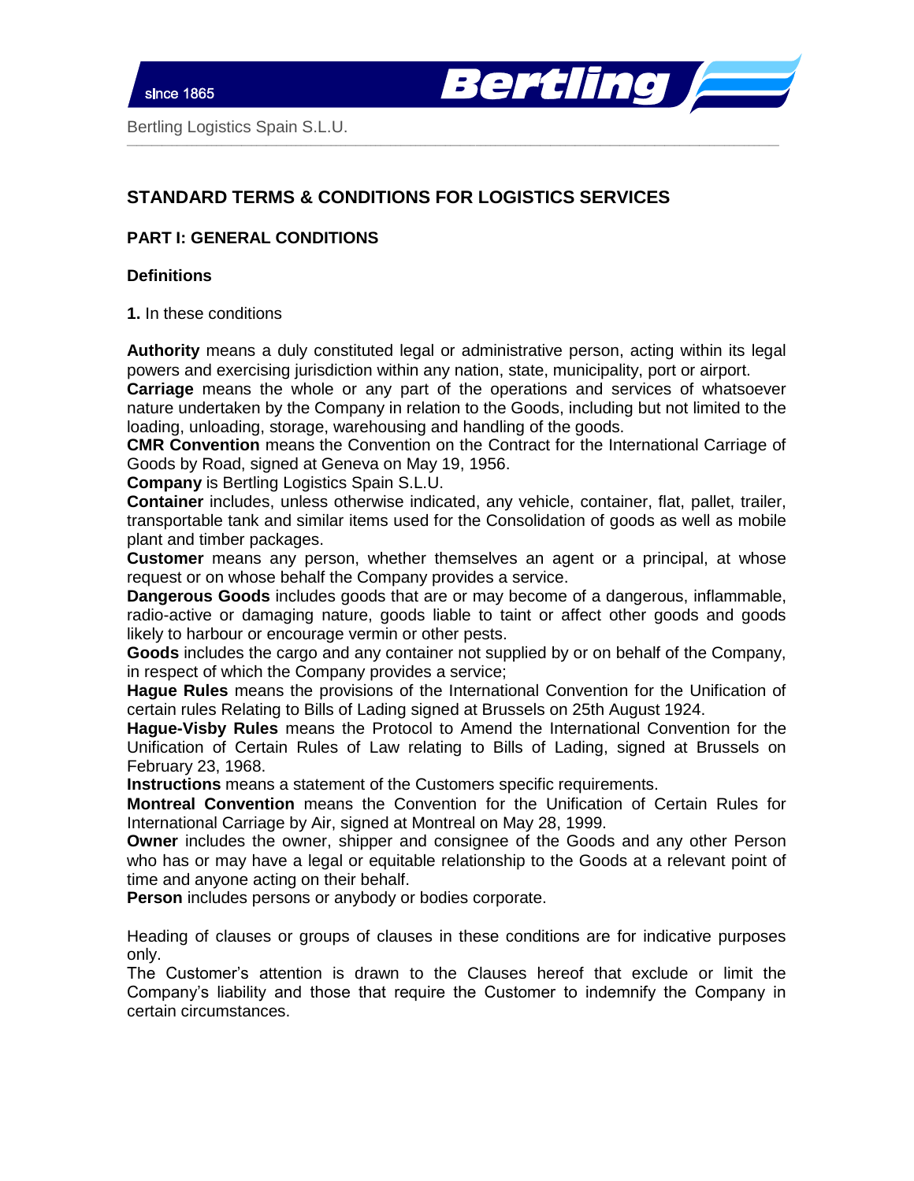# STANDARD TERMS & CONDITIONS FOR LOGISTICS SERVICES

## PART I: GENERAL CONDITIONS

### Definitions

**1.** In these conditions

**Authority** means a duly constituted legal or administrative person, acting within its legal powers and exercising jurisdiction within any nation, state, municipality, port or airport.
**Carriage** means the whole or any part of the operations and services of whatsoever nature undertaken by the Company in relation to the Goods, including but not limited to the loading, unloading, storage, warehousing and handling of the goods.
**CMR Convention** means the Convention on the Contract for the International Carriage of Goods by Road, signed at Geneva on May 19, 1956.
**Company** is Bertling Logistics Spain S.L.U.
**Container** includes, unless otherwise indicated, any vehicle, container, flat, pallet, trailer, transportable tank and similar items used for the Consolidation of goods as well as mobile plant and timber packages.
**Customer** means any person, whether themselves an agent or a principal, at whose request or on whose behalf the Company provides a service.
**Dangerous Goods** includes goods that are or may become of a dangerous, inflammable, radio-active or damaging nature, goods liable to taint or affect other goods and goods likely to harbour or encourage vermin or other pests.
**Goods** includes the cargo and any container not supplied by or on behalf of the Company, in respect of which the Company provides a service;
**Hague Rules** means the provisions of the International Convention for the Unification of certain rules Relating to Bills of Lading signed at Brussels on 25th August 1924.
**Hague-Visby Rules** means the Protocol to Amend the International Convention for the Unification of Certain Rules of Law relating to Bills of Lading, signed at Brussels on February 23, 1968.
**Instructions** means a statement of the Customers specific requirements.
**Montreal Convention** means the Convention for the Unification of Certain Rules for International Carriage by Air, signed at Montreal on May 28, 1999.
**Owner** includes the owner, shipper and consignee of the Goods and any other Person who has or may have a legal or equitable relationship to the Goods at a relevant point of time and anyone acting on their behalf.
**Person** includes persons or anybody or bodies corporate.

Heading of clauses or groups of clauses in these conditions are for indicative purposes only.
The Customer's attention is drawn to the Clauses hereof that exclude or limit the Company's liability and those that require the Customer to indemnify the Company in certain circumstances.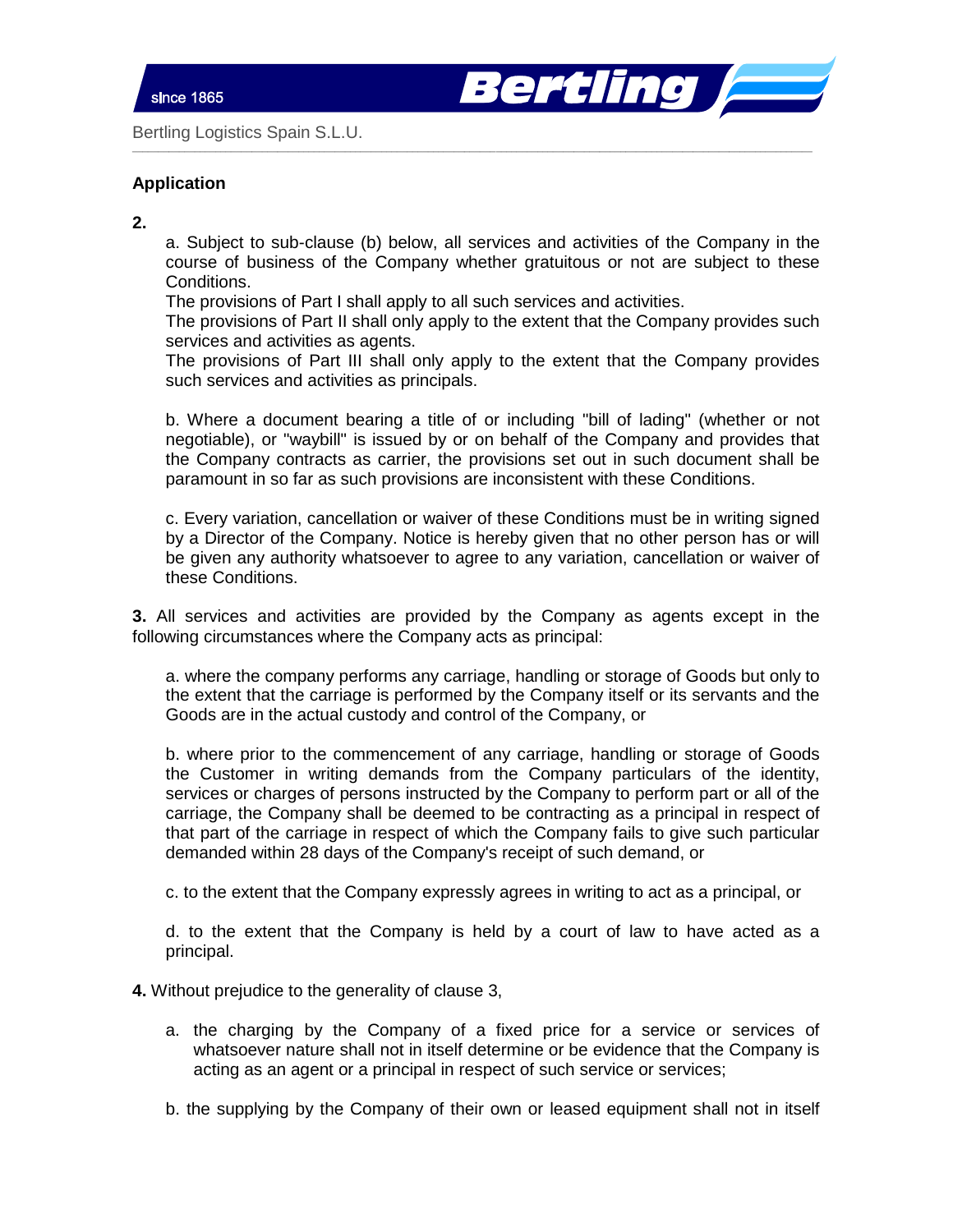## Application

**2.**

a. Subject to sub-clause (b) below, all services and activities of the Company in the course of business of the Company whether gratuitous or not are subject to these Conditions.
The provisions of Part I shall apply to all such services and activities.
The provisions of Part II shall only apply to the extent that the Company provides such services and activities as agents.
The provisions of Part III shall only apply to the extent that the Company provides such services and activities as principals.

b. Where a document bearing a title of or including "bill of lading" (whether or not negotiable), or "waybill" is issued by or on behalf of the Company and provides that the Company contracts as carrier, the provisions set out in such document shall be paramount in so far as such provisions are inconsistent with these Conditions.

c. Every variation, cancellation or waiver of these Conditions must be in writing signed by a Director of the Company. Notice is hereby given that no other person has or will be given any authority whatsoever to agree to any variation, cancellation or waiver of these Conditions.

**3.** All services and activities are provided by the Company as agents except in the following circumstances where the Company acts as principal:

a. where the company performs any carriage, handling or storage of Goods but only to the extent that the carriage is performed by the Company itself or its servants and the Goods are in the actual custody and control of the Company, or

b. where prior to the commencement of any carriage, handling or storage of Goods the Customer in writing demands from the Company particulars of the identity, services or charges of persons instructed by the Company to perform part or all of the carriage, the Company shall be deemed to be contracting as a principal in respect of that part of the carriage in respect of which the Company fails to give such particular demanded within 28 days of the Company's receipt of such demand, or

c. to the extent that the Company expressly agrees in writing to act as a principal, or

d. to the extent that the Company is held by a court of law to have acted as a principal.

**4.** Without prejudice to the generality of clause 3,

a. the charging by the Company of a fixed price for a service or services of whatsoever nature shall not in itself determine or be evidence that the Company is acting as an agent or a principal in respect of such service or services;

b. the supplying by the Company of their own or leased equipment shall not in itself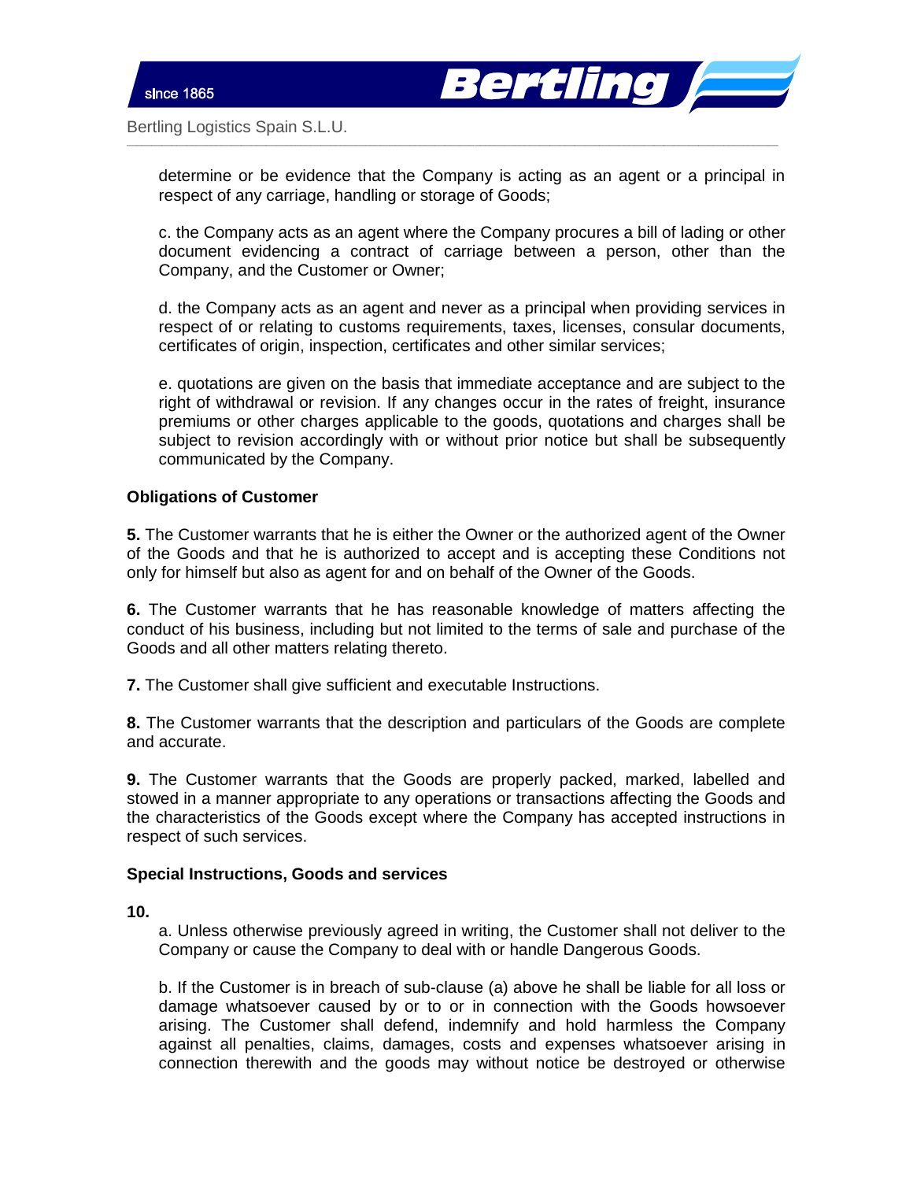determine or be evidence that the Company is acting as an agent or a principal in respect of any carriage, handling or storage of Goods;

c. the Company acts as an agent where the Company procures a bill of lading or other document evidencing a contract of carriage between a person, other than the Company, and the Customer or Owner;

d. the Company acts as an agent and never as a principal when providing services in respect of or relating to customs requirements, taxes, licenses, consular documents, certificates of origin, inspection, certificates and other similar services;

e. quotations are given on the basis that immediate acceptance and are subject to the right of withdrawal or revision. If any changes occur in the rates of freight, insurance premiums or other charges applicable to the goods, quotations and charges shall be subject to revision accordingly with or without prior notice but shall be subsequently communicated by the Company.

**Obligations of Customer**

**5.** The Customer warrants that he is either the Owner or the authorized agent of the Owner of the Goods and that he is authorized to accept and is accepting these Conditions not only for himself but also as agent for and on behalf of the Owner of the Goods.

**6.** The Customer warrants that he has reasonable knowledge of matters affecting the conduct of his business, including but not limited to the terms of sale and purchase of the Goods and all other matters relating thereto.

**7.** The Customer shall give sufficient and executable Instructions.

**8.** The Customer warrants that the description and particulars of the Goods are complete and accurate.

**9.** The Customer warrants that the Goods are properly packed, marked, labelled and stowed in a manner appropriate to any operations or transactions affecting the Goods and the characteristics of the Goods except where the Company has accepted instructions in respect of such services.

**Special Instructions, Goods and services**

**10.**

a. Unless otherwise previously agreed in writing, the Customer shall not deliver to the Company or cause the Company to deal with or handle Dangerous Goods.

b. If the Customer is in breach of sub-clause (a) above he shall be liable for all loss or damage whatsoever caused by or to or in connection with the Goods howsoever arising. The Customer shall defend, indemnify and hold harmless the Company against all penalties, claims, damages, costs and expenses whatsoever arising in connection therewith and the goods may without notice be destroyed or otherwise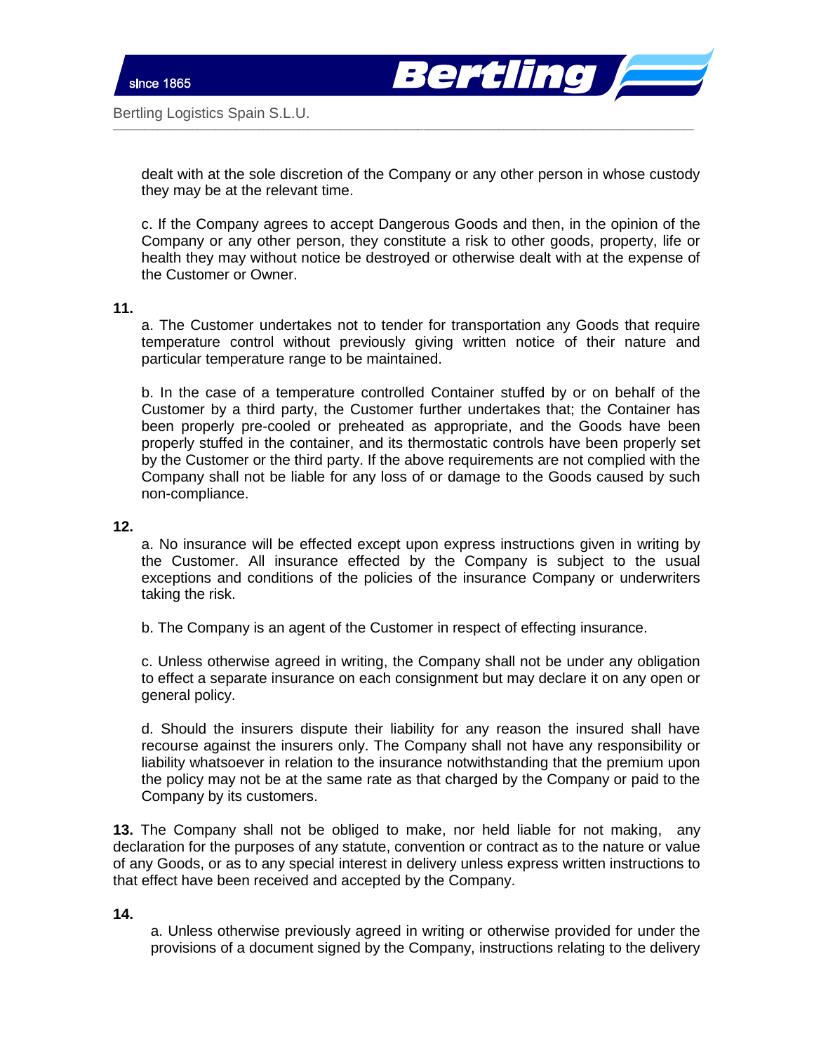dealt with at the sole discretion of the Company or any other person in whose custody they may be at the relevant time.

c. If the Company agrees to accept Dangerous Goods and then, in the opinion of the Company or any other person, they constitute a risk to other goods, property, life or health they may without notice be destroyed or otherwise dealt with at the expense of the Customer or Owner.

**11.**

a. The Customer undertakes not to tender for transportation any Goods that require temperature control without previously giving written notice of their nature and particular temperature range to be maintained.

b. In the case of a temperature controlled Container stuffed by or on behalf of the Customer by a third party, the Customer further undertakes that; the Container has been properly pre-cooled or preheated as appropriate, and the Goods have been properly stuffed in the container, and its thermostatic controls have been properly set by the Customer or the third party. If the above requirements are not complied with the Company shall not be liable for any loss of or damage to the Goods caused by such non-compliance.

**12.**

a. No insurance will be effected except upon express instructions given in writing by the Customer. All insurance effected by the Company is subject to the usual exceptions and conditions of the policies of the insurance Company or underwriters taking the risk.

b. The Company is an agent of the Customer in respect of effecting insurance.

c. Unless otherwise agreed in writing, the Company shall not be under any obligation to effect a separate insurance on each consignment but may declare it on any open or general policy.

d. Should the insurers dispute their liability for any reason the insured shall have recourse against the insurers only. The Company shall not have any responsibility or liability whatsoever in relation to the insurance notwithstanding that the premium upon the policy may not be at the same rate as that charged by the Company or paid to the Company by its customers.

**13.** The Company shall not be obliged to make, nor held liable for not making, any declaration for the purposes of any statute, convention or contract as to the nature or value of any Goods, or as to any special interest in delivery unless express written instructions to that effect have been received and accepted by the Company.

**14.**

a. Unless otherwise previously agreed in writing or otherwise provided for under the provisions of a document signed by the Company, instructions relating to the delivery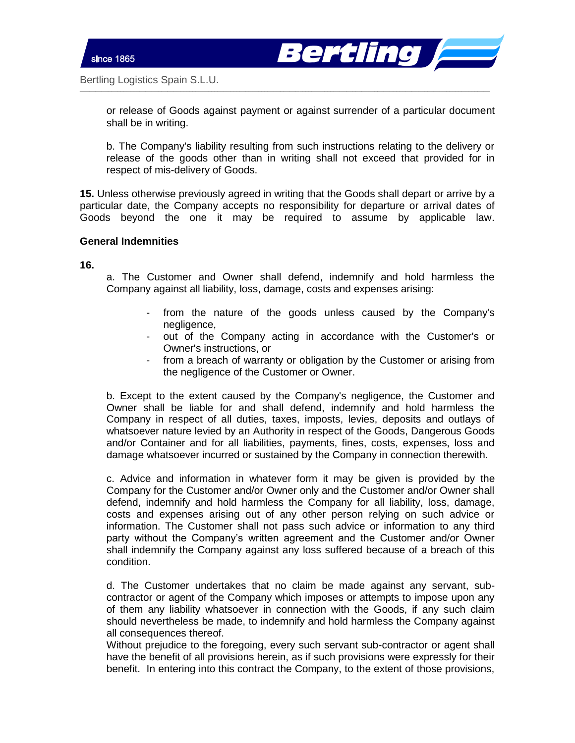or release of Goods against payment or against surrender of a particular document shall be in writing.

b. The Company's liability resulting from such instructions relating to the delivery or release of the goods other than in writing shall not exceed that provided for in respect of mis-delivery of Goods.

**15.** Unless otherwise previously agreed in writing that the Goods shall depart or arrive by a particular date, the Company accepts no responsibility for departure or arrival dates of Goods beyond the one it may be required to assume by applicable law.

**General Indemnities**

**16.**

a. The Customer and Owner shall defend, indemnify and hold harmless the Company against all liability, loss, damage, costs and expenses arising:

- from the nature of the goods unless caused by the Company's negligence,
- out of the Company acting in accordance with the Customer's or Owner's instructions, or
- from a breach of warranty or obligation by the Customer or arising from the negligence of the Customer or Owner.

b. Except to the extent caused by the Company's negligence, the Customer and Owner shall be liable for and shall defend, indemnify and hold harmless the Company in respect of all duties, taxes, imposts, levies, deposits and outlays of whatsoever nature levied by an Authority in respect of the Goods, Dangerous Goods and/or Container and for all liabilities, payments, fines, costs, expenses, loss and damage whatsoever incurred or sustained by the Company in connection therewith.

c. Advice and information in whatever form it may be given is provided by the Company for the Customer and/or Owner only and the Customer and/or Owner shall defend, indemnify and hold harmless the Company for all liability, loss, damage, costs and expenses arising out of any other person relying on such advice or information. The Customer shall not pass such advice or information to any third party without the Company's written agreement and the Customer and/or Owner shall indemnify the Company against any loss suffered because of a breach of this condition.

d. The Customer undertakes that no claim be made against any servant, sub-contractor or agent of the Company which imposes or attempts to impose upon any of them any liability whatsoever in connection with the Goods, if any such claim should nevertheless be made, to indemnify and hold harmless the Company against all consequences thereof.
Without prejudice to the foregoing, every such servant sub-contractor or agent shall have the benefit of all provisions herein, as if such provisions were expressly for their benefit. In entering into this contract the Company, to the extent of those provisions,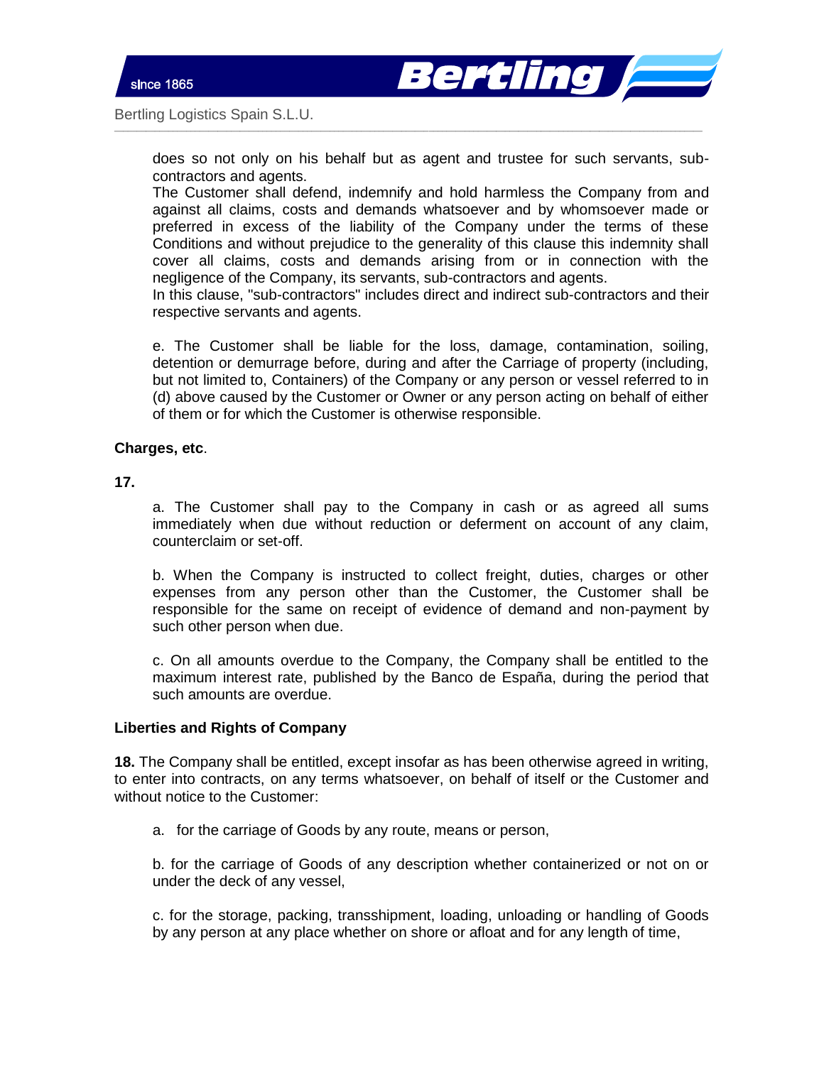does so not only on his behalf but as agent and trustee for such servants, sub-contractors and agents.
The Customer shall defend, indemnify and hold harmless the Company from and against all claims, costs and demands whatsoever and by whomsoever made or preferred in excess of the liability of the Company under the terms of these Conditions and without prejudice to the generality of this clause this indemnity shall cover all claims, costs and demands arising from or in connection with the negligence of the Company, its servants, sub-contractors and agents.
In this clause, "sub-contractors" includes direct and indirect sub-contractors and their respective servants and agents.

e. The Customer shall be liable for the loss, damage, contamination, soiling, detention or demurrage before, during and after the Carriage of property (including, but not limited to, Containers) of the Company or any person or vessel referred to in (d) above caused by the Customer or Owner or any person acting on behalf of either of them or for which the Customer is otherwise responsible.

**Charges, etc**.

**17.**

a. The Customer shall pay to the Company in cash or as agreed all sums immediately when due without reduction or deferment on account of any claim, counterclaim or set-off.

b. When the Company is instructed to collect freight, duties, charges or other expenses from any person other than the Customer, the Customer shall be responsible for the same on receipt of evidence of demand and non-payment by such other person when due.

c. On all amounts overdue to the Company, the Company shall be entitled to the maximum interest rate, published by the Banco de España, during the period that such amounts are overdue.

**Liberties and Rights of Company**

**18.** The Company shall be entitled, except insofar as has been otherwise agreed in writing, to enter into contracts, on any terms whatsoever, on behalf of itself or the Customer and without notice to the Customer:

a. for the carriage of Goods by any route, means or person,

b. for the carriage of Goods of any description whether containerized or not on or under the deck of any vessel,

c. for the storage, packing, transshipment, loading, unloading or handling of Goods by any person at any place whether on shore or afloat and for any length of time,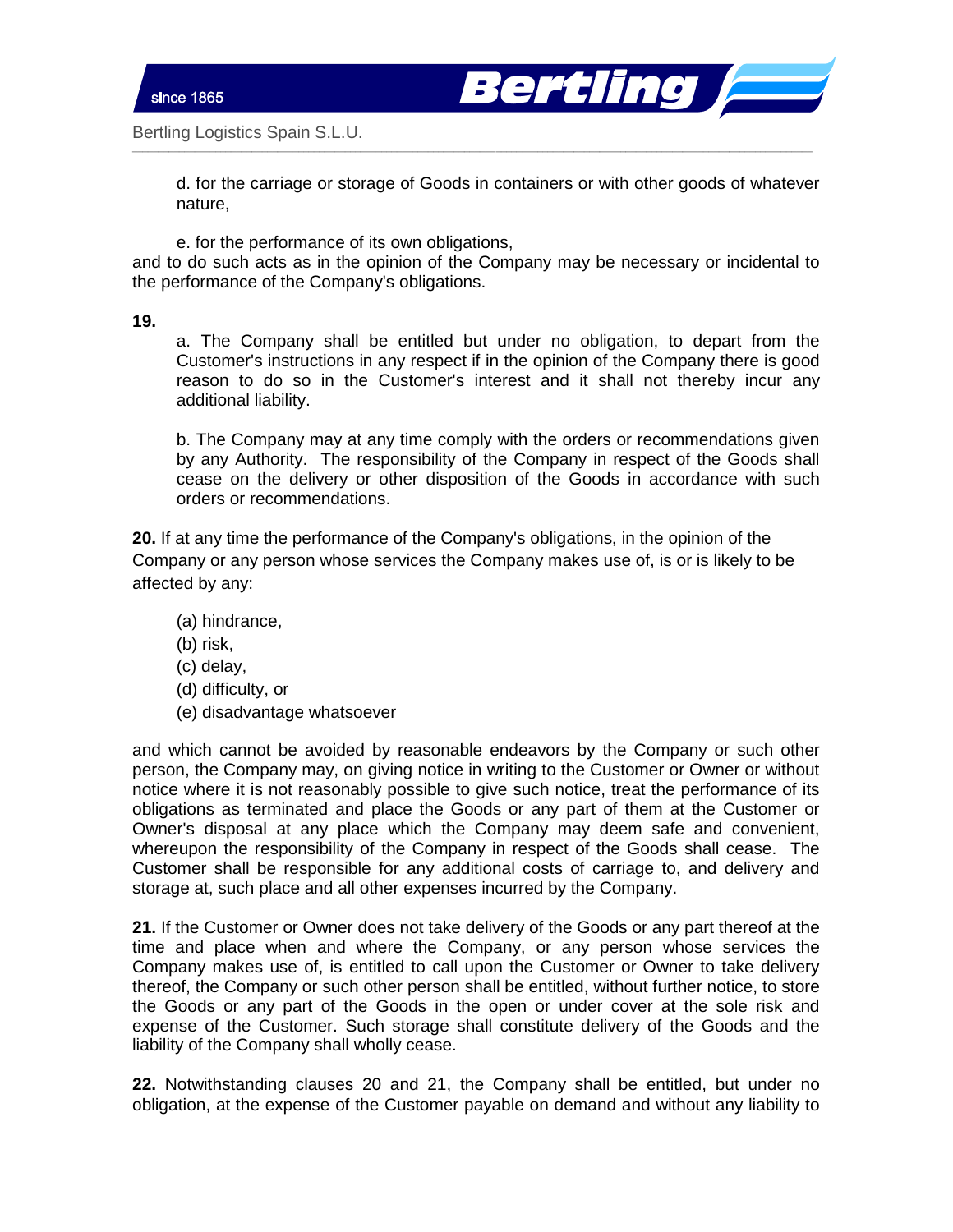d. for the carriage or storage of Goods in containers or with other goods of whatever nature,

e. for the performance of its own obligations,

and to do such acts as in the opinion of the Company may be necessary or incidental to the performance of the Company's obligations.

**19.**

a. The Company shall be entitled but under no obligation, to depart from the Customer's instructions in any respect if in the opinion of the Company there is good reason to do so in the Customer's interest and it shall not thereby incur any additional liability.

b. The Company may at any time comply with the orders or recommendations given by any Authority. The responsibility of the Company in respect of the Goods shall cease on the delivery or other disposition of the Goods in accordance with such orders or recommendations.

**20.** If at any time the performance of the Company's obligations, in the opinion of the Company or any person whose services the Company makes use of, is or is likely to be affected by any:

(a) hindrance,
(b) risk,
(c) delay,
(d) difficulty, or
(e) disadvantage whatsoever

and which cannot be avoided by reasonable endeavors by the Company or such other person, the Company may, on giving notice in writing to the Customer or Owner or without notice where it is not reasonably possible to give such notice, treat the performance of its obligations as terminated and place the Goods or any part of them at the Customer or Owner's disposal at any place which the Company may deem safe and convenient, whereupon the responsibility of the Company in respect of the Goods shall cease. The Customer shall be responsible for any additional costs of carriage to, and delivery and storage at, such place and all other expenses incurred by the Company.

**21.** If the Customer or Owner does not take delivery of the Goods or any part thereof at the time and place when and where the Company, or any person whose services the Company makes use of, is entitled to call upon the Customer or Owner to take delivery thereof, the Company or such other person shall be entitled, without further notice, to store the Goods or any part of the Goods in the open or under cover at the sole risk and expense of the Customer. Such storage shall constitute delivery of the Goods and the liability of the Company shall wholly cease.

**22.** Notwithstanding clauses 20 and 21, the Company shall be entitled, but under no obligation, at the expense of the Customer payable on demand and without any liability to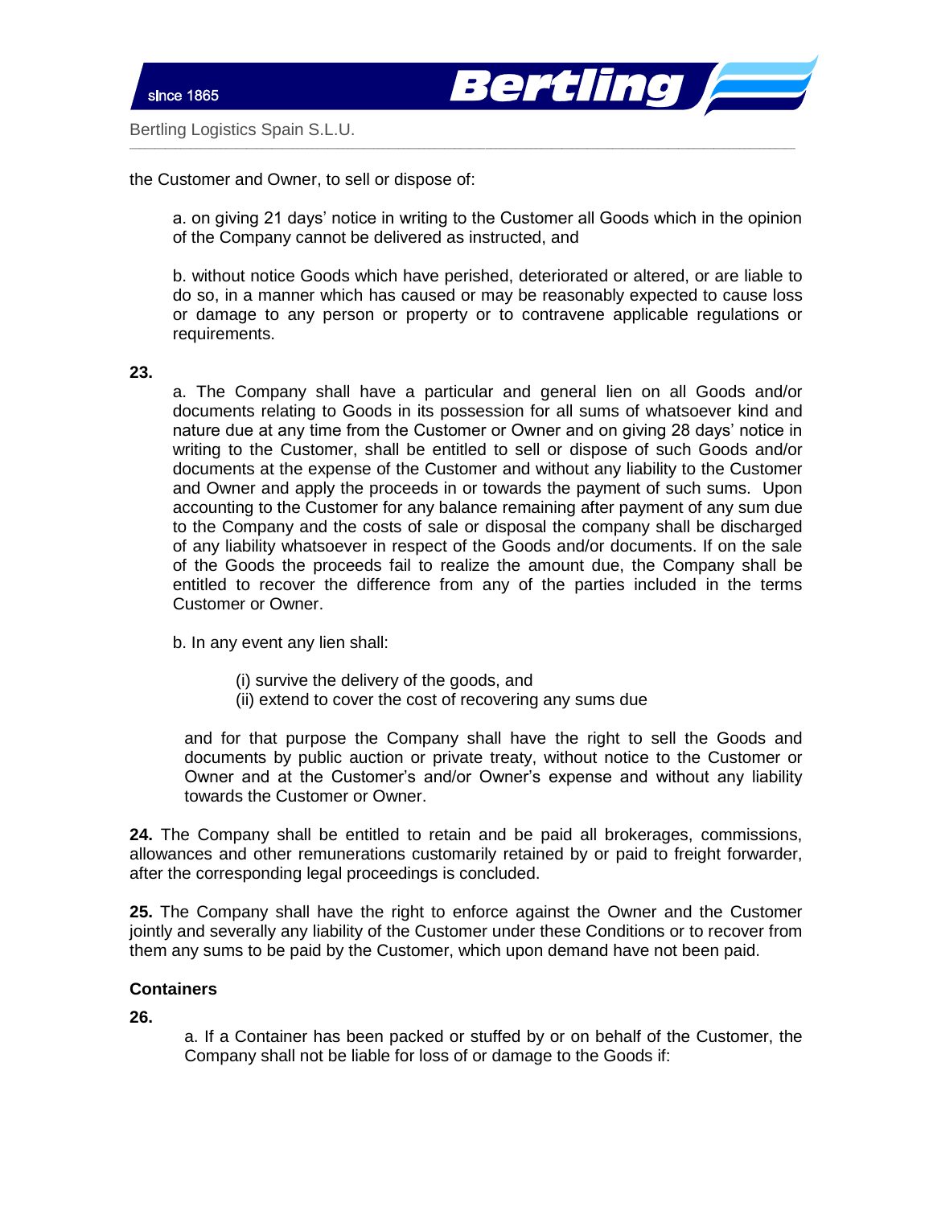the Customer and Owner, to sell or dispose of:

a. on giving 21 days' notice in writing to the Customer all Goods which in the opinion of the Company cannot be delivered as instructed, and

b. without notice Goods which have perished, deteriorated or altered, or are liable to do so, in a manner which has caused or may be reasonably expected to cause loss or damage to any person or property or to contravene applicable regulations or requirements.

**23.**

a. The Company shall have a particular and general lien on all Goods and/or documents relating to Goods in its possession for all sums of whatsoever kind and nature due at any time from the Customer or Owner and on giving 28 days' notice in writing to the Customer, shall be entitled to sell or dispose of such Goods and/or documents at the expense of the Customer and without any liability to the Customer and Owner and apply the proceeds in or towards the payment of such sums. Upon accounting to the Customer for any balance remaining after payment of any sum due to the Company and the costs of sale or disposal the company shall be discharged of any liability whatsoever in respect of the Goods and/or documents. If on the sale of the Goods the proceeds fail to realize the amount due, the Company shall be entitled to recover the difference from any of the parties included in the terms Customer or Owner.

b. In any event any lien shall:

(i) survive the delivery of the goods, and
(ii) extend to cover the cost of recovering any sums due

and for that purpose the Company shall have the right to sell the Goods and documents by public auction or private treaty, without notice to the Customer or Owner and at the Customer's and/or Owner's expense and without any liability towards the Customer or Owner.

**24.** The Company shall be entitled to retain and be paid all brokerages, commissions, allowances and other remunerations customarily retained by or paid to freight forwarder, after the corresponding legal proceedings is concluded.

**25.** The Company shall have the right to enforce against the Owner and the Customer jointly and severally any liability of the Customer under these Conditions or to recover from them any sums to be paid by the Customer, which upon demand have not been paid.

**Containers**

**26.**

a. If a Container has been packed or stuffed by or on behalf of the Customer, the Company shall not be liable for loss of or damage to the Goods if: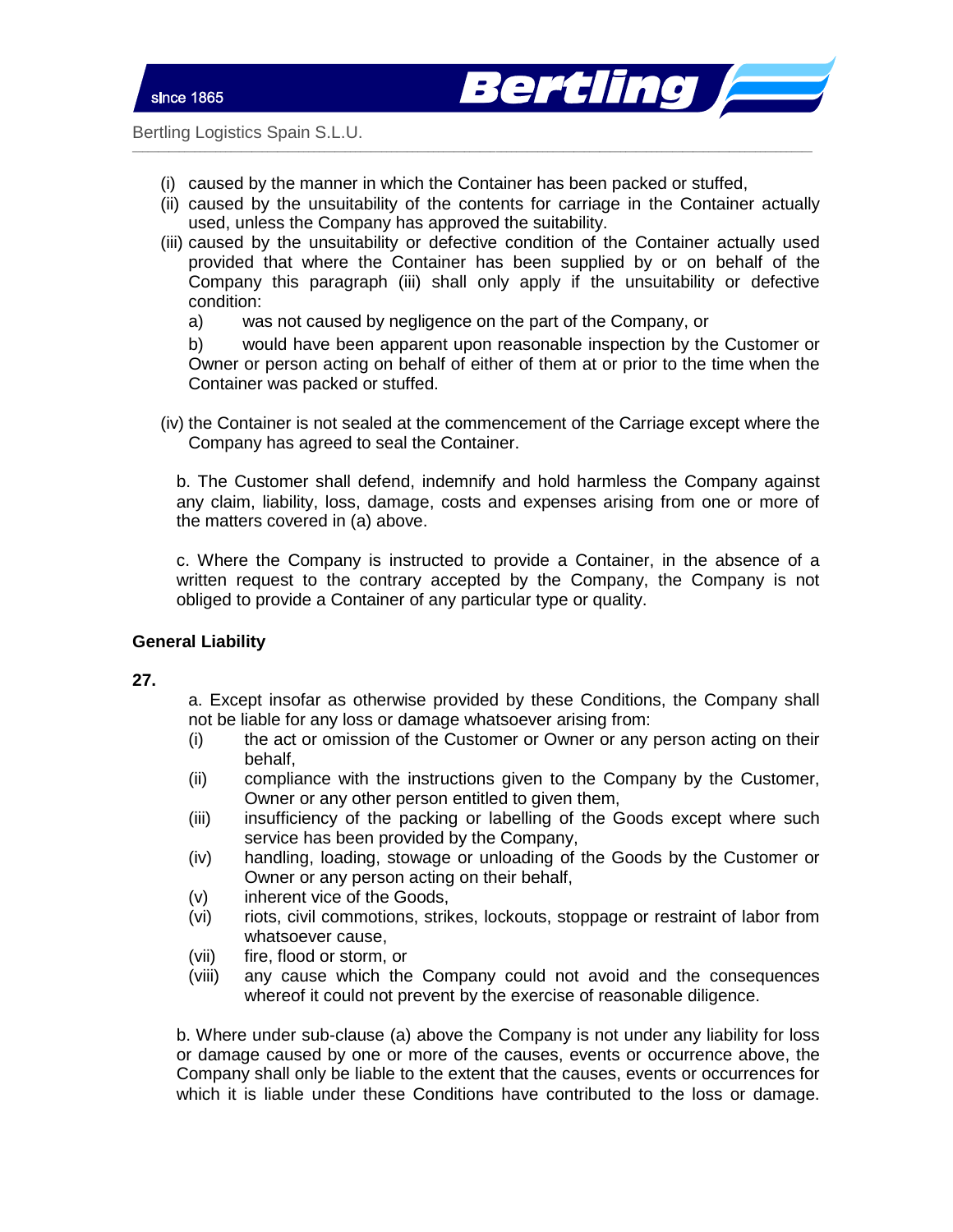(i) caused by the manner in which the Container has been packed or stuffed,
(ii) caused by the unsuitability of the contents for carriage in the Container actually used, unless the Company has approved the suitability.
(iii) caused by the unsuitability or defective condition of the Container actually used provided that where the Container has been supplied by or on behalf of the Company this paragraph (iii) shall only apply if the unsuitability or defective condition:

a) was not caused by negligence on the part of the Company, or

b) would have been apparent upon reasonable inspection by the Customer or Owner or person acting on behalf of either of them at or prior to the time when the Container was packed or stuffed.

(iv) the Container is not sealed at the commencement of the Carriage except where the Company has agreed to seal the Container.

b. The Customer shall defend, indemnify and hold harmless the Company against any claim, liability, loss, damage, costs and expenses arising from one or more of the matters covered in (a) above.

c. Where the Company is instructed to provide a Container, in the absence of a written request to the contrary accepted by the Company, the Company is not obliged to provide a Container of any particular type or quality.

**General Liability**

**27.**

a. Except insofar as otherwise provided by these Conditions, the Company shall not be liable for any loss or damage whatsoever arising from:

(i) the act or omission of the Customer or Owner or any person acting on their behalf,
(ii) compliance with the instructions given to the Company by the Customer, Owner or any other person entitled to given them,
(iii) insufficiency of the packing or labelling of the Goods except where such service has been provided by the Company,
(iv) handling, loading, stowage or unloading of the Goods by the Customer or Owner or any person acting on their behalf,
(v) inherent vice of the Goods,
(vi) riots, civil commotions, strikes, lockouts, stoppage or restraint of labor from whatsoever cause,
(vii) fire, flood or storm, or
(viii) any cause which the Company could not avoid and the consequences whereof it could not prevent by the exercise of reasonable diligence.

b. Where under sub-clause (a) above the Company is not under any liability for loss or damage caused by one or more of the causes, events or occurrence above, the Company shall only be liable to the extent that the causes, events or occurrences for which it is liable under these Conditions have contributed to the loss or damage.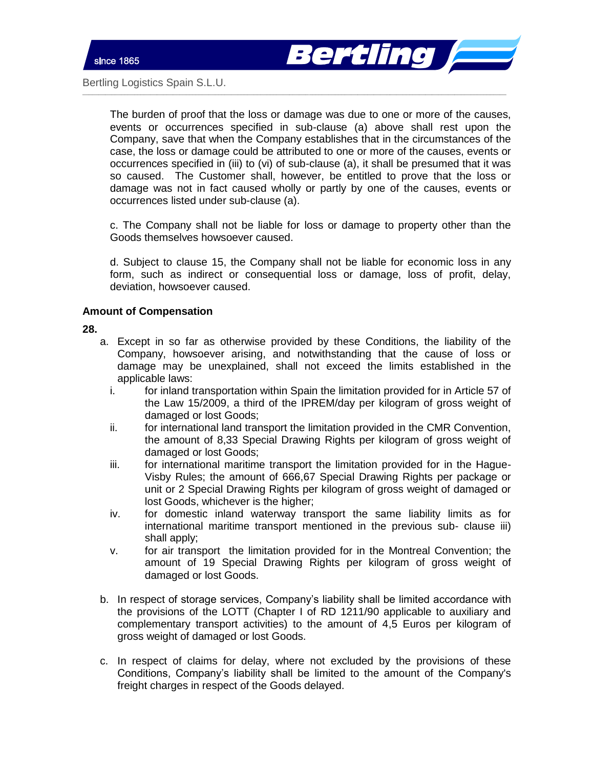The burden of proof that the loss or damage was due to one or more of the causes, events or occurrences specified in sub-clause (a) above shall rest upon the Company, save that when the Company establishes that in the circumstances of the case, the loss or damage could be attributed to one or more of the causes, events or occurrences specified in (iii) to (vi) of sub-clause (a), it shall be presumed that it was so caused. The Customer shall, however, be entitled to prove that the loss or damage was not in fact caused wholly or partly by one of the causes, events or occurrences listed under sub-clause (a).

c. The Company shall not be liable for loss or damage to property other than the Goods themselves howsoever caused.

d. Subject to clause 15, the Company shall not be liable for economic loss in any form, such as indirect or consequential loss or damage, loss of profit, delay, deviation, howsoever caused.

**Amount of Compensation**

**28.**

a. Except in so far as otherwise provided by these Conditions, the liability of the Company, howsoever arising, and notwithstanding that the cause of loss or damage may be unexplained, shall not exceed the limits established in the applicable laws:

   i. for inland transportation within Spain the limitation provided for in Article 57 of the Law 15/2009, a third of the IPREM/day per kilogram of gross weight of damaged or lost Goods;

   ii. for international land transport the limitation provided in the CMR Convention, the amount of 8,33 Special Drawing Rights per kilogram of gross weight of damaged or lost Goods;

   iii. for international maritime transport the limitation provided for in the Hague-Visby Rules; the amount of 666,67 Special Drawing Rights per package or unit or 2 Special Drawing Rights per kilogram of gross weight of damaged or lost Goods, whichever is the higher;

   iv. for domestic inland waterway transport the same liability limits as for international maritime transport mentioned in the previous sub- clause iii) shall apply;

   v. for air transport the limitation provided for in the Montreal Convention; the amount of 19 Special Drawing Rights per kilogram of gross weight of damaged or lost Goods.

b. In respect of storage services, Company's liability shall be limited accordance with the provisions of the LOTT (Chapter I of RD 1211/90 applicable to auxiliary and complementary transport activities) to the amount of 4,5 Euros per kilogram of gross weight of damaged or lost Goods.

c. In respect of claims for delay, where not excluded by the provisions of these Conditions, Company's liability shall be limited to the amount of the Company's freight charges in respect of the Goods delayed.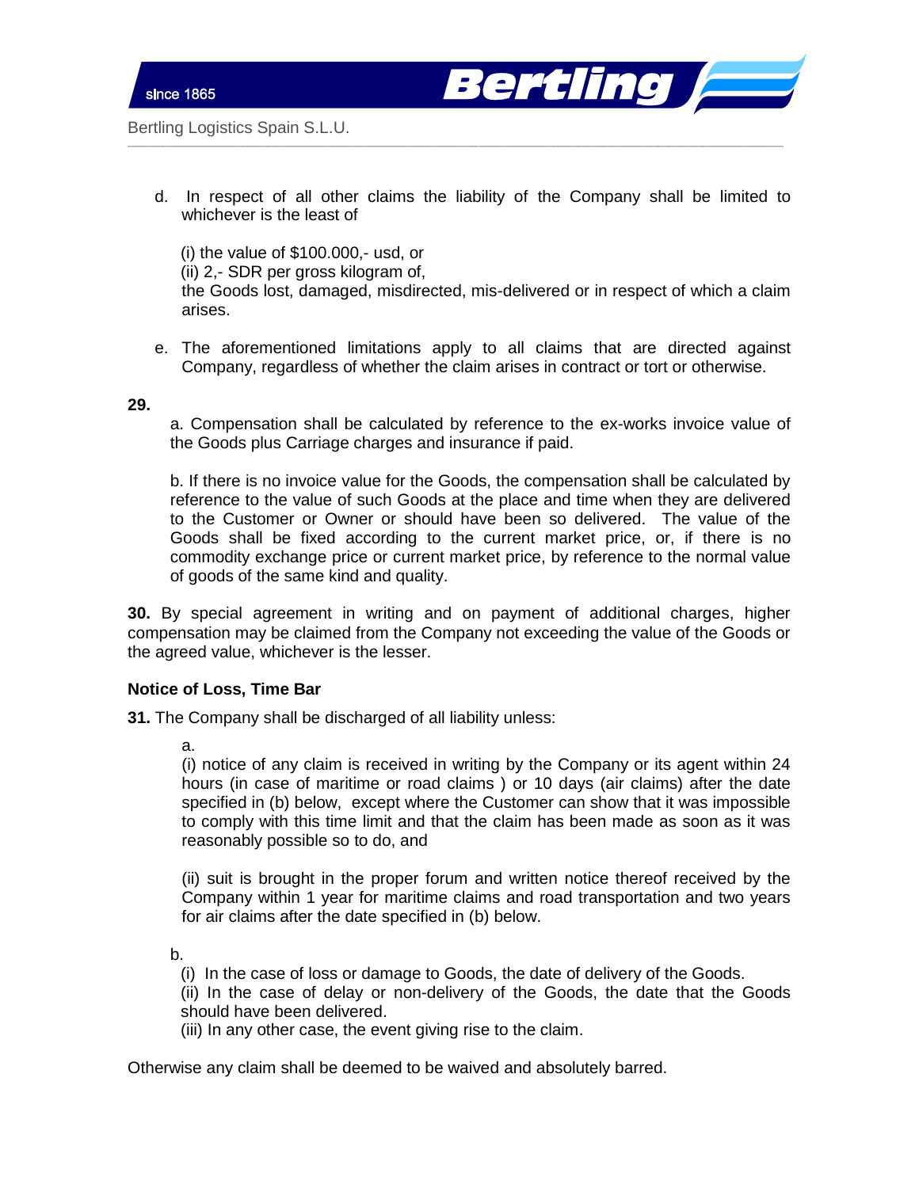d. In respect of all other claims the liability of the Company shall be limited to whichever is the least of

   (i) the value of $100.000,- usd, or
   (ii) 2,- SDR per gross kilogram of,
   the Goods lost, damaged, misdirected, mis-delivered or in respect of which a claim arises.

e. The aforementioned limitations apply to all claims that are directed against Company, regardless of whether the claim arises in contract or tort or otherwise.

**29.**

a. Compensation shall be calculated by reference to the ex-works invoice value of the Goods plus Carriage charges and insurance if paid.

b. If there is no invoice value for the Goods, the compensation shall be calculated by reference to the value of such Goods at the place and time when they are delivered to the Customer or Owner or should have been so delivered. The value of the Goods shall be fixed according to the current market price, or, if there is no commodity exchange price or current market price, by reference to the normal value of goods of the same kind and quality.

**30.** By special agreement in writing and on payment of additional charges, higher compensation may be claimed from the Company not exceeding the value of the Goods or the agreed value, whichever is the lesser.

**Notice of Loss, Time Bar**

**31.** The Company shall be discharged of all liability unless:

a.
(i) notice of any claim is received in writing by the Company or its agent within 24 hours (in case of maritime or road claims ) or 10 days (air claims) after the date specified in (b) below, except where the Customer can show that it was impossible to comply with this time limit and that the claim has been made as soon as it was reasonably possible so to do, and

(ii) suit is brought in the proper forum and written notice thereof received by the Company within 1 year for maritime claims and road transportation and two years for air claims after the date specified in (b) below.

b.
(i) In the case of loss or damage to Goods, the date of delivery of the Goods.
(ii) In the case of delay or non-delivery of the Goods, the date that the Goods should have been delivered.
(iii) In any other case, the event giving rise to the claim.

Otherwise any claim shall be deemed to be waived and absolutely barred.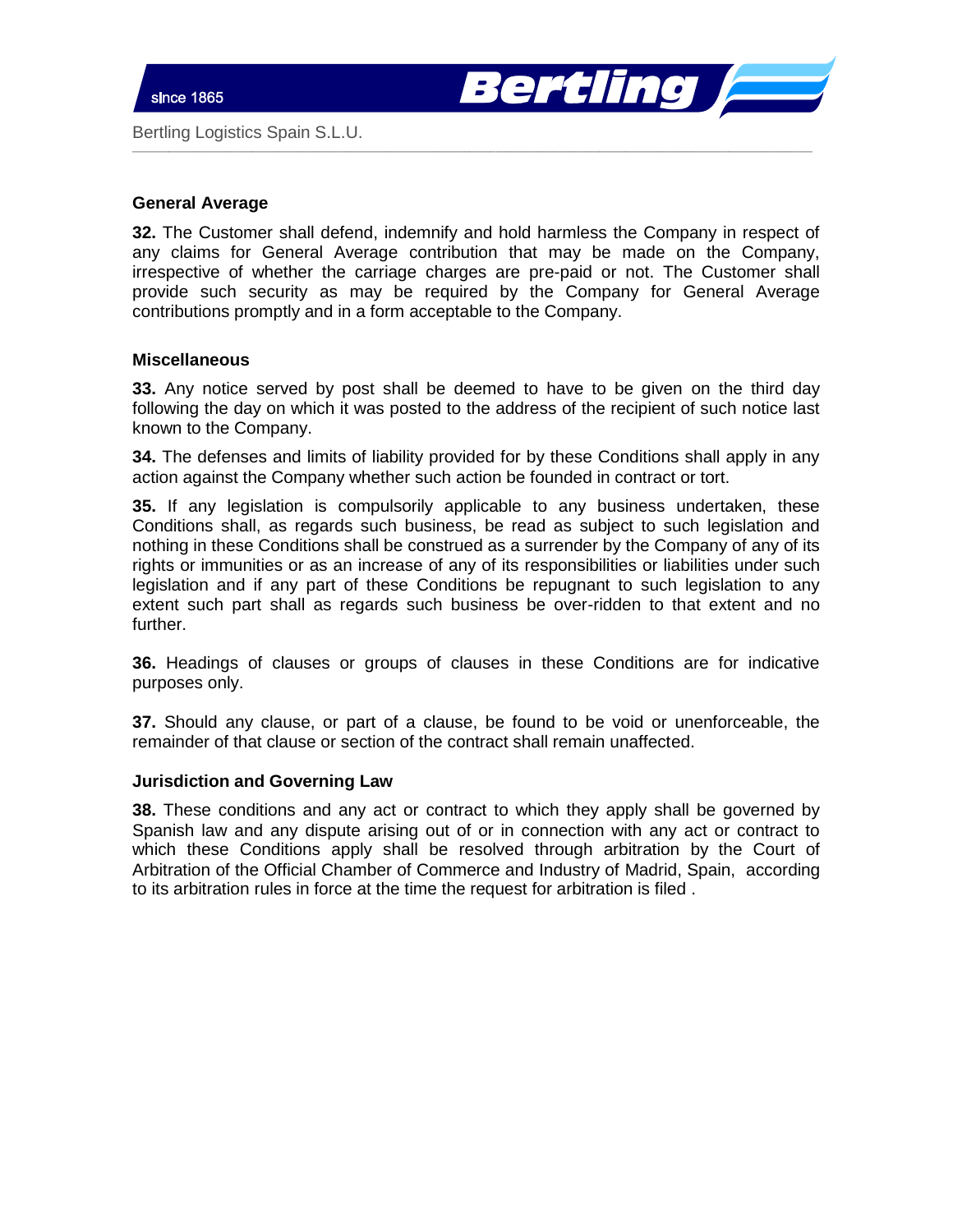**General Average**

**32.** The Customer shall defend, indemnify and hold harmless the Company in respect of any claims for General Average contribution that may be made on the Company, irrespective of whether the carriage charges are pre-paid or not. The Customer shall provide such security as may be required by the Company for General Average contributions promptly and in a form acceptable to the Company.

**Miscellaneous**

**33.** Any notice served by post shall be deemed to have to be given on the third day following the day on which it was posted to the address of the recipient of such notice last known to the Company.

**34.** The defenses and limits of liability provided for by these Conditions shall apply in any action against the Company whether such action be founded in contract or tort.

**35.** If any legislation is compulsorily applicable to any business undertaken, these Conditions shall, as regards such business, be read as subject to such legislation and nothing in these Conditions shall be construed as a surrender by the Company of any of its rights or immunities or as an increase of any of its responsibilities or liabilities under such legislation and if any part of these Conditions be repugnant to such legislation to any extent such part shall as regards such business be over-ridden to that extent and no further.

**36.** Headings of clauses or groups of clauses in these Conditions are for indicative purposes only.

**37.** Should any clause, or part of a clause, be found to be void or unenforceable, the remainder of that clause or section of the contract shall remain unaffected.

**Jurisdiction and Governing Law**

**38.** These conditions and any act or contract to which they apply shall be governed by Spanish law and any dispute arising out of or in connection with any act or contract to which these Conditions apply shall be resolved through arbitration by the Court of Arbitration of the Official Chamber of Commerce and Industry of Madrid, Spain, according to its arbitration rules in force at the time the request for arbitration is filed .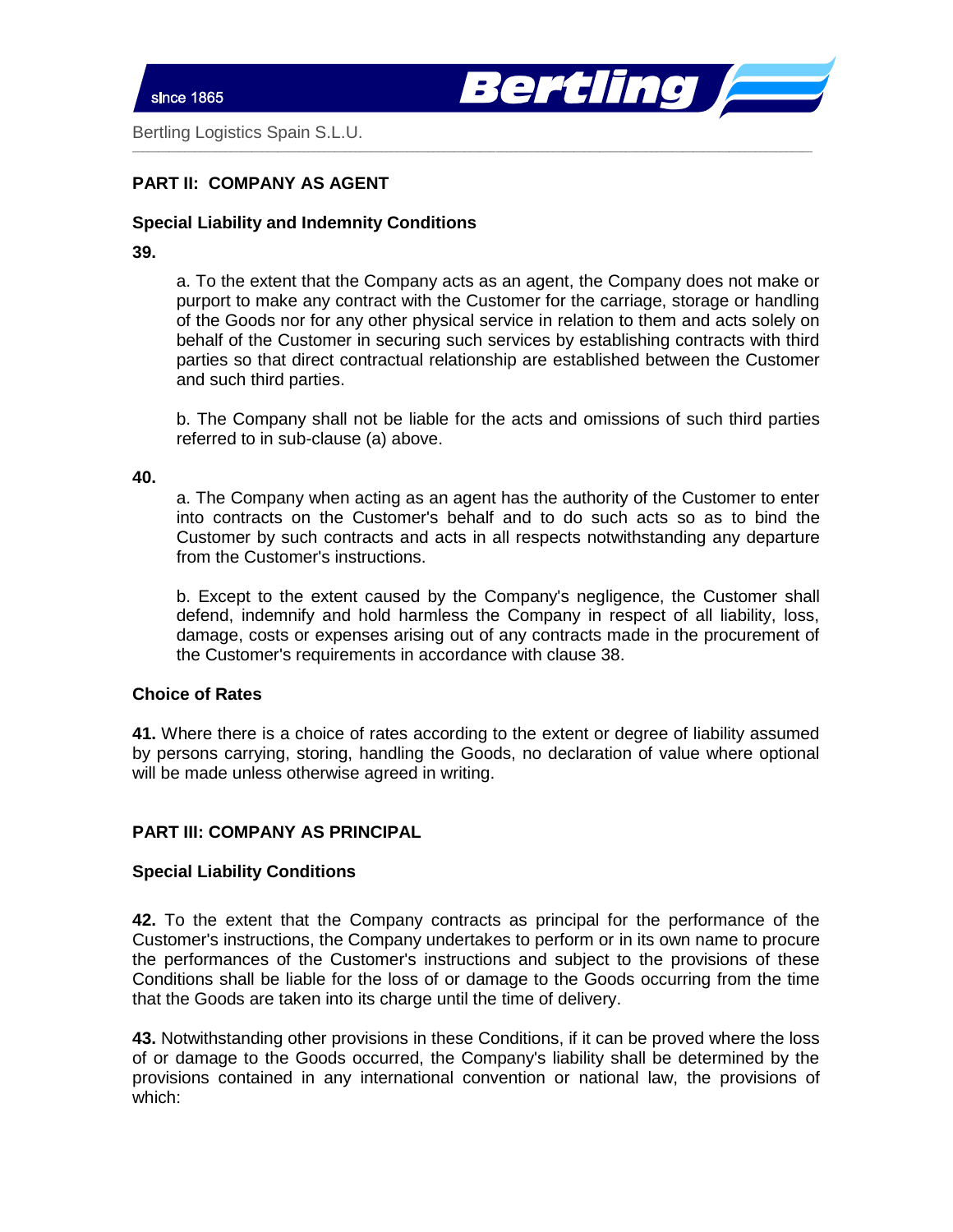**PART II: COMPANY AS AGENT**

**Special Liability and Indemnity Conditions**

**39.**

a. To the extent that the Company acts as an agent, the Company does not make or purport to make any contract with the Customer for the carriage, storage or handling of the Goods nor for any other physical service in relation to them and acts solely on behalf of the Customer in securing such services by establishing contracts with third parties so that direct contractual relationship are established between the Customer and such third parties.

b. The Company shall not be liable for the acts and omissions of such third parties referred to in sub-clause (a) above.

**40.**

a. The Company when acting as an agent has the authority of the Customer to enter into contracts on the Customer's behalf and to do such acts so as to bind the Customer by such contracts and acts in all respects notwithstanding any departure from the Customer's instructions.

b. Except to the extent caused by the Company's negligence, the Customer shall defend, indemnify and hold harmless the Company in respect of all liability, loss, damage, costs or expenses arising out of any contracts made in the procurement of the Customer's requirements in accordance with clause 38.

**Choice of Rates**

**41.** Where there is a choice of rates according to the extent or degree of liability assumed by persons carrying, storing, handling the Goods, no declaration of value where optional will be made unless otherwise agreed in writing.

**PART III: COMPANY AS PRINCIPAL**

**Special Liability Conditions**

**42.** To the extent that the Company contracts as principal for the performance of the Customer's instructions, the Company undertakes to perform or in its own name to procure the performances of the Customer's instructions and subject to the provisions of these Conditions shall be liable for the loss of or damage to the Goods occurring from the time that the Goods are taken into its charge until the time of delivery.

**43.** Notwithstanding other provisions in these Conditions, if it can be proved where the loss of or damage to the Goods occurred, the Company's liability shall be determined by the provisions contained in any international convention or national law, the provisions of which: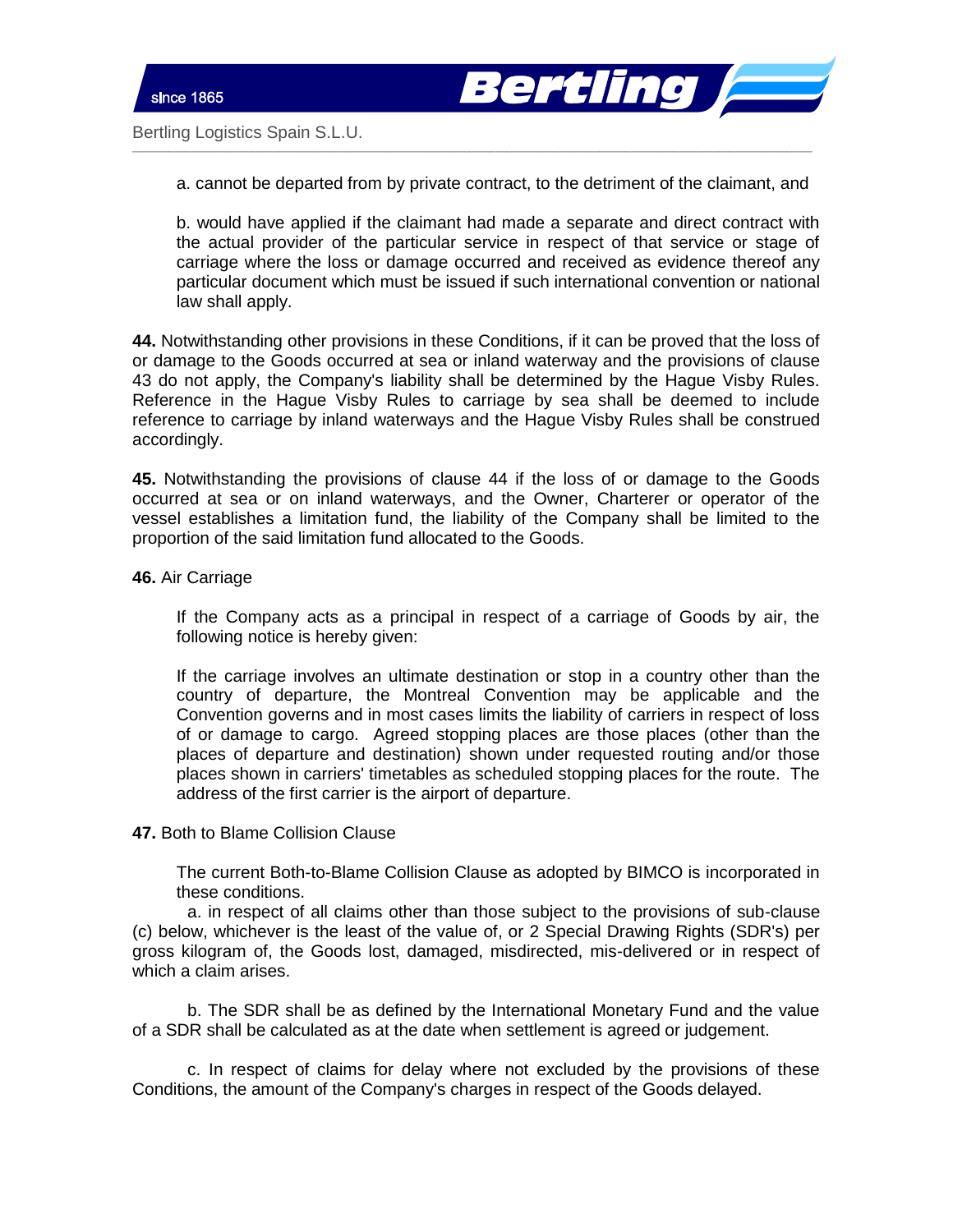a. cannot be departed from by private contract, to the detriment of the claimant, and

b. would have applied if the claimant had made a separate and direct contract with the actual provider of the particular service in respect of that service or stage of carriage where the loss or damage occurred and received as evidence thereof any particular document which must be issued if such international convention or national law shall apply.

**44.** Notwithstanding other provisions in these Conditions, if it can be proved that the loss of or damage to the Goods occurred at sea or inland waterway and the provisions of clause 43 do not apply, the Company's liability shall be determined by the Hague Visby Rules. Reference in the Hague Visby Rules to carriage by sea shall be deemed to include reference to carriage by inland waterways and the Hague Visby Rules shall be construed accordingly.

**45.** Notwithstanding the provisions of clause 44 if the loss of or damage to the Goods occurred at sea or on inland waterways, and the Owner, Charterer or operator of the vessel establishes a limitation fund, the liability of the Company shall be limited to the proportion of the said limitation fund allocated to the Goods.

**46.** Air Carriage

If the Company acts as a principal in respect of a carriage of Goods by air, the following notice is hereby given:

If the carriage involves an ultimate destination or stop in a country other than the country of departure, the Montreal Convention may be applicable and the Convention governs and in most cases limits the liability of carriers in respect of loss of or damage to cargo. Agreed stopping places are those places (other than the places of departure and destination) shown under requested routing and/or those places shown in carriers' timetables as scheduled stopping places for the route. The address of the first carrier is the airport of departure.

**47.** Both to Blame Collision Clause

The current Both-to-Blame Collision Clause as adopted by BIMCO is incorporated in these conditions.

a. in respect of all claims other than those subject to the provisions of sub-clause (c) below, whichever is the least of the value of, or 2 Special Drawing Rights (SDR's) per gross kilogram of, the Goods lost, damaged, misdirected, mis-delivered or in respect of which a claim arises.

b. The SDR shall be as defined by the International Monetary Fund and the value of a SDR shall be calculated as at the date when settlement is agreed or judgement.

c. In respect of claims for delay where not excluded by the provisions of these Conditions, the amount of the Company's charges in respect of the Goods delayed.